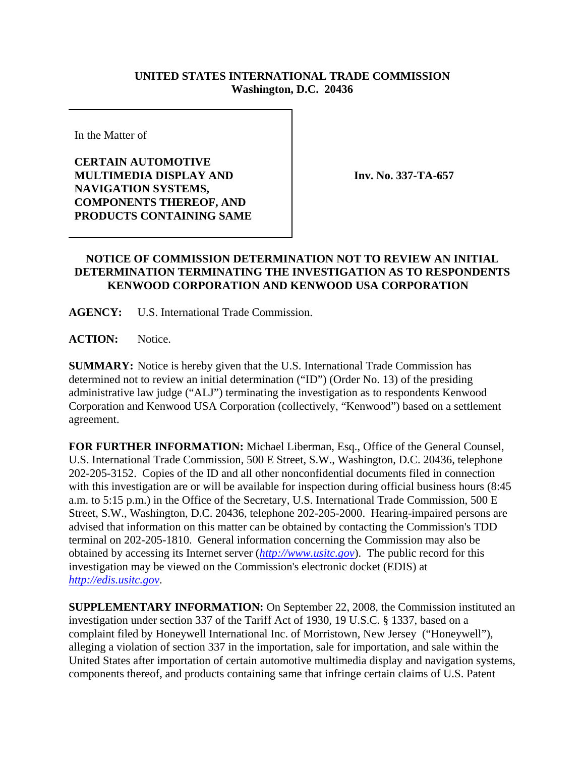**UNITED STATES INTERNATIONAL TRADE COMMISSION**
**Washington, D.C. 20436**

In the Matter of

**CERTAIN AUTOMOTIVE MULTIMEDIA DISPLAY AND NAVIGATION SYSTEMS, COMPONENTS THEREOF, AND PRODUCTS CONTAINING SAME**

**Inv. No. 337-TA-657**

**NOTICE OF COMMISSION DETERMINATION NOT TO REVIEW AN INITIAL DETERMINATION TERMINATING THE INVESTIGATION AS TO RESPONDENTS KENWOOD CORPORATION AND KENWOOD USA CORPORATION**

**AGENCY:** U.S. International Trade Commission.

**ACTION:** Notice.

**SUMMARY:** Notice is hereby given that the U.S. International Trade Commission has determined not to review an initial determination ("ID") (Order No. 13) of the presiding administrative law judge ("ALJ") terminating the investigation as to respondents Kenwood Corporation and Kenwood USA Corporation (collectively, "Kenwood") based on a settlement agreement.

**FOR FURTHER INFORMATION:** Michael Liberman, Esq., Office of the General Counsel, U.S. International Trade Commission, 500 E Street, S.W., Washington, D.C. 20436, telephone 202-205-3152. Copies of the ID and all other nonconfidential documents filed in connection with this investigation are or will be available for inspection during official business hours (8:45 a.m. to 5:15 p.m.) in the Office of the Secretary, U.S. International Trade Commission, 500 E Street, S.W., Washington, D.C. 20436, telephone 202-205-2000. Hearing-impaired persons are advised that information on this matter can be obtained by contacting the Commission's TDD terminal on 202-205-1810. General information concerning the Commission may also be obtained by accessing its Internet server (*http://www.usitc.gov*). The public record for this investigation may be viewed on the Commission's electronic docket (EDIS) at *http://edis.usitc.gov*.

**SUPPLEMENTARY INFORMATION:** On September 22, 2008, the Commission instituted an investigation under section 337 of the Tariff Act of 1930, 19 U.S.C. § 1337, based on a complaint filed by Honeywell International Inc. of Morristown, New Jersey ("Honeywell"), alleging a violation of section 337 in the importation, sale for importation, and sale within the United States after importation of certain automotive multimedia display and navigation systems, components thereof, and products containing same that infringe certain claims of U.S. Patent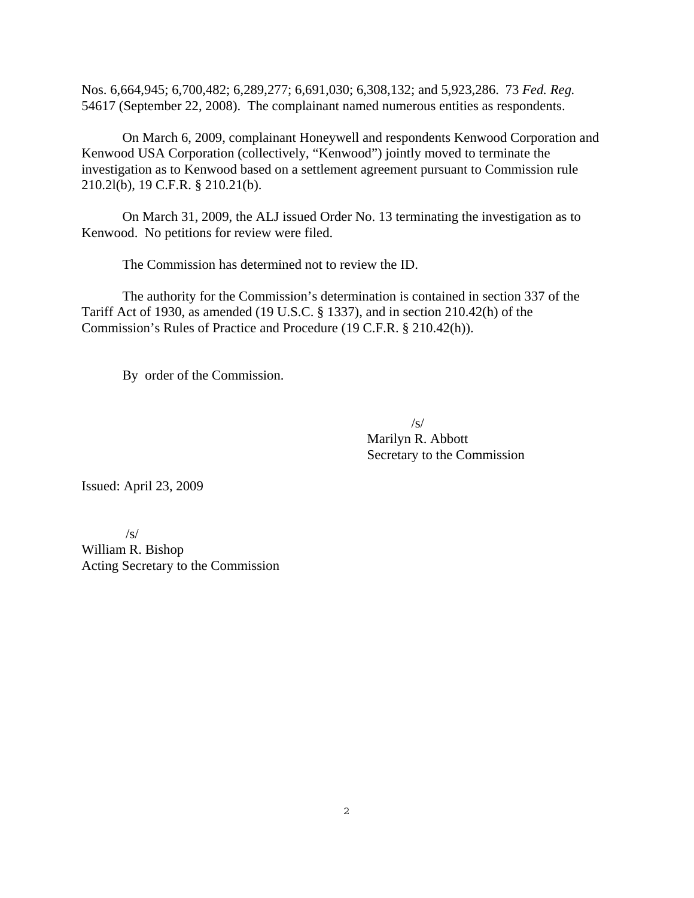Nos. 6,664,945; 6,700,482; 6,289,277; 6,691,030; 6,308,132; and 5,923,286. 73 *Fed. Reg.* 54617 (September 22, 2008). The complainant named numerous entities as respondents.

On March 6, 2009, complainant Honeywell and respondents Kenwood Corporation and Kenwood USA Corporation (collectively, "Kenwood") jointly moved to terminate the investigation as to Kenwood based on a settlement agreement pursuant to Commission rule 210.2l(b), 19 C.F.R. § 210.21(b).

On March 31, 2009, the ALJ issued Order No. 13 terminating the investigation as to Kenwood. No petitions for review were filed.

The Commission has determined not to review the ID.

The authority for the Commission's determination is contained in section 337 of the Tariff Act of 1930, as amended (19 U.S.C. § 1337), and in section 210.42(h) of the Commission's Rules of Practice and Procedure (19 C.F.R. § 210.42(h)).

By order of the Commission.

/s/
Marilyn R. Abbott
Secretary to the Commission

Issued: April 23, 2009

/s/
William R. Bishop
Acting Secretary to the Commission